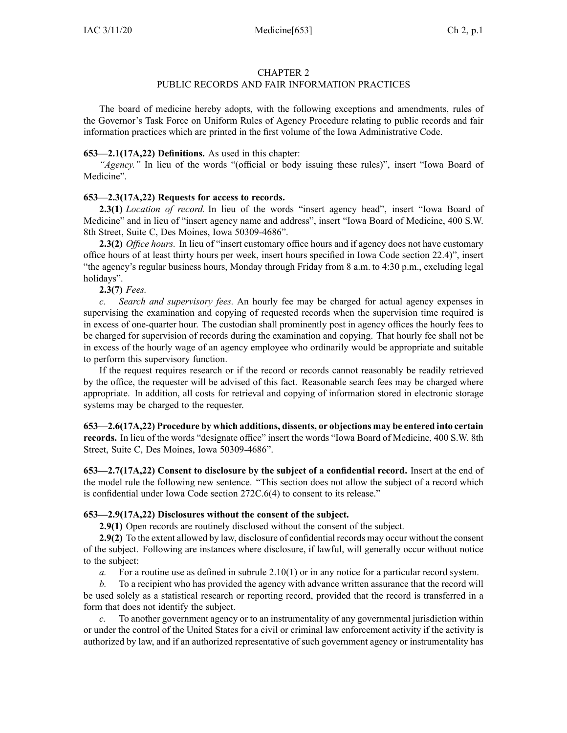# CHAPTER 2
## PUBLIC RECORDS AND FAIR INFORMATION PRACTICES

The board of medicine hereby adopts, with the following exceptions and amendments, rules of the Governor's Task Force on Uniform Rules of Agency Procedure relating to public records and fair information practices which are printed in the first volume of the Iowa Administrative Code.

**653—2.1(17A,22) Definitions.** As used in this chapter:

*"Agency."* In lieu of the words "(official or body issuing these rules)", insert "Iowa Board of Medicine".

**653—2.3(17A,22) Requests for access to records.**

**2.3(1)** *Location of record.* In lieu of the words "insert agency head", insert "Iowa Board of Medicine" and in lieu of "insert agency name and address", insert "Iowa Board of Medicine, 400 S.W. 8th Street, Suite C, Des Moines, Iowa 50309-4686".

**2.3(2)** *Office hours.* In lieu of "insert customary office hours and if agency does not have customary office hours of at least thirty hours per week, insert hours specified in Iowa Code section 22.4)", insert "the agency's regular business hours, Monday through Friday from 8 a.m. to 4:30 p.m., excluding legal holidays".

**2.3(7)** *Fees.*

*c. Search and supervisory fees.* An hourly fee may be charged for actual agency expenses in supervising the examination and copying of requested records when the supervision time required is in excess of one-quarter hour. The custodian shall prominently post in agency offices the hourly fees to be charged for supervision of records during the examination and copying. That hourly fee shall not be in excess of the hourly wage of an agency employee who ordinarily would be appropriate and suitable to perform this supervisory function.

If the request requires research or if the record or records cannot reasonably be readily retrieved by the office, the requester will be advised of this fact. Reasonable search fees may be charged where appropriate. In addition, all costs for retrieval and copying of information stored in electronic storage systems may be charged to the requester.

**653—2.6(17A,22) Procedure by which additions, dissents, or objections may be entered into certain records.** In lieu of the words "designate office" insert the words "Iowa Board of Medicine, 400 S.W. 8th Street, Suite C, Des Moines, Iowa 50309-4686".

**653—2.7(17A,22) Consent to disclosure by the subject of a confidential record.** Insert at the end of the model rule the following new sentence. "This section does not allow the subject of a record which is confidential under Iowa Code section 272C.6(4) to consent to its release."

**653—2.9(17A,22) Disclosures without the consent of the subject.**

**2.9(1)** Open records are routinely disclosed without the consent of the subject.

**2.9(2)** To the extent allowed by law, disclosure of confidential records may occur without the consent of the subject. Following are instances where disclosure, if lawful, will generally occur without notice to the subject:

*a.* For a routine use as defined in subrule 2.10(1) or in any notice for a particular record system.

*b.* To a recipient who has provided the agency with advance written assurance that the record will be used solely as a statistical research or reporting record, provided that the record is transferred in a form that does not identify the subject.

*c.* To another government agency or to an instrumentality of any governmental jurisdiction within or under the control of the United States for a civil or criminal law enforcement activity if the activity is authorized by law, and if an authorized representative of such government agency or instrumentality has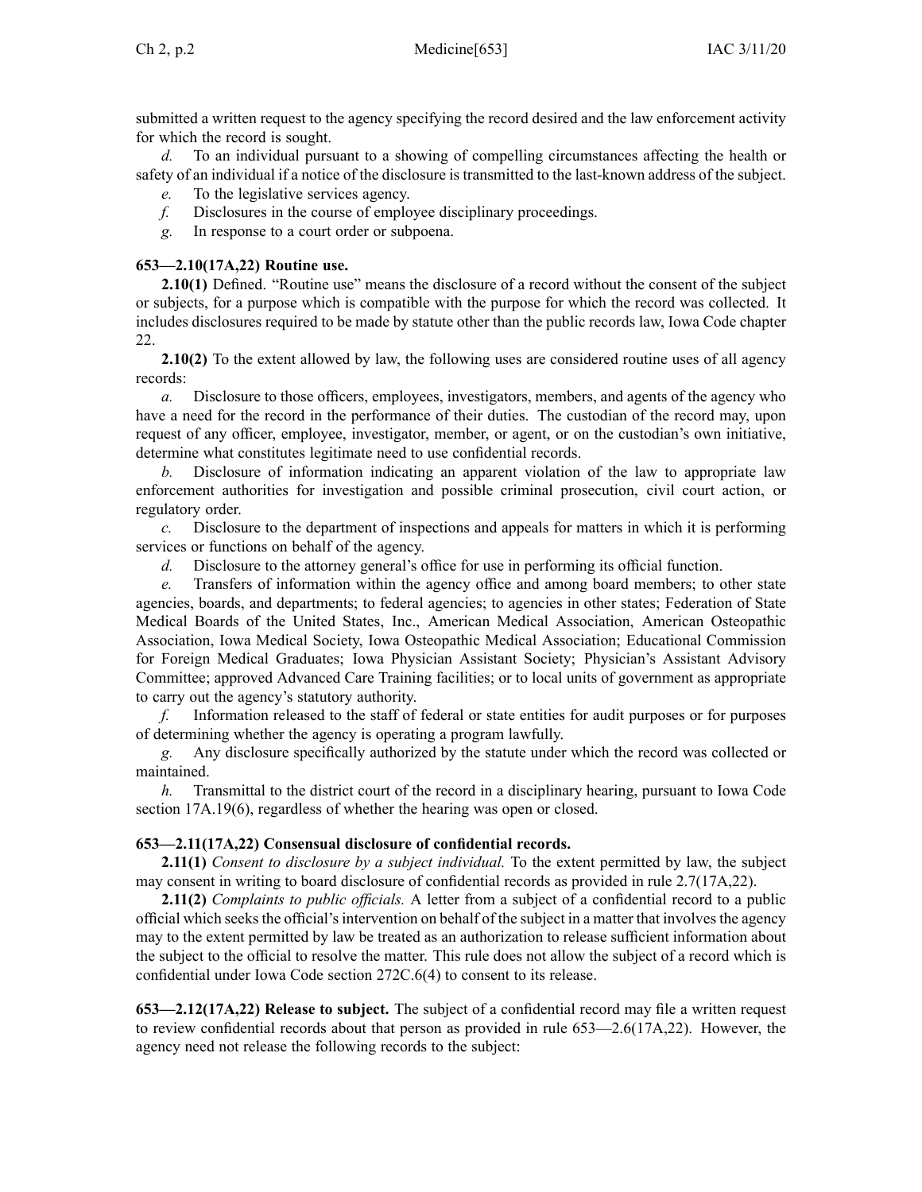submitted a written request to the agency specifying the record desired and the law enforcement activity for which the record is sought.

*d.* To an individual pursuant to a showing of compelling circumstances affecting the health or safety of an individual if a notice of the disclosure is transmitted to the last-known address of the subject.

*e.* To the legislative services agency.

*f.* Disclosures in the course of employee disciplinary proceedings.

*g.* In response to a court order or subpoena.

**653—2.10(17A,22) Routine use.**

**2.10(1)** Defined. "Routine use" means the disclosure of a record without the consent of the subject or subjects, for a purpose which is compatible with the purpose for which the record was collected. It includes disclosures required to be made by statute other than the public records law, Iowa Code chapter 22.

**2.10(2)** To the extent allowed by law, the following uses are considered routine uses of all agency records:

*a.* Disclosure to those officers, employees, investigators, members, and agents of the agency who have a need for the record in the performance of their duties. The custodian of the record may, upon request of any officer, employee, investigator, member, or agent, or on the custodian's own initiative, determine what constitutes legitimate need to use confidential records.

*b.* Disclosure of information indicating an apparent violation of the law to appropriate law enforcement authorities for investigation and possible criminal prosecution, civil court action, or regulatory order.

*c.* Disclosure to the department of inspections and appeals for matters in which it is performing services or functions on behalf of the agency.

*d.* Disclosure to the attorney general's office for use in performing its official function.

*e.* Transfers of information within the agency office and among board members; to other state agencies, boards, and departments; to federal agencies; to agencies in other states; Federation of State Medical Boards of the United States, Inc., American Medical Association, American Osteopathic Association, Iowa Medical Society, Iowa Osteopathic Medical Association; Educational Commission for Foreign Medical Graduates; Iowa Physician Assistant Society; Physician's Assistant Advisory Committee; approved Advanced Care Training facilities; or to local units of government as appropriate to carry out the agency's statutory authority.

*f.* Information released to the staff of federal or state entities for audit purposes or for purposes of determining whether the agency is operating a program lawfully.

*g.* Any disclosure specifically authorized by the statute under which the record was collected or maintained.

*h.* Transmittal to the district court of the record in a disciplinary hearing, pursuant to Iowa Code section 17A.19(6), regardless of whether the hearing was open or closed.

**653—2.11(17A,22) Consensual disclosure of confidential records.**

**2.11(1)** *Consent to disclosure by a subject individual.* To the extent permitted by law, the subject may consent in writing to board disclosure of confidential records as provided in rule 2.7(17A,22).

**2.11(2)** *Complaints to public officials.* A letter from a subject of a confidential record to a public official which seeks the official's intervention on behalf of the subject in a matter that involves the agency may to the extent permitted by law be treated as an authorization to release sufficient information about the subject to the official to resolve the matter. This rule does not allow the subject of a record which is confidential under Iowa Code section 272C.6(4) to consent to its release.

**653—2.12(17A,22) Release to subject.** The subject of a confidential record may file a written request to review confidential records about that person as provided in rule 653—2.6(17A,22). However, the agency need not release the following records to the subject: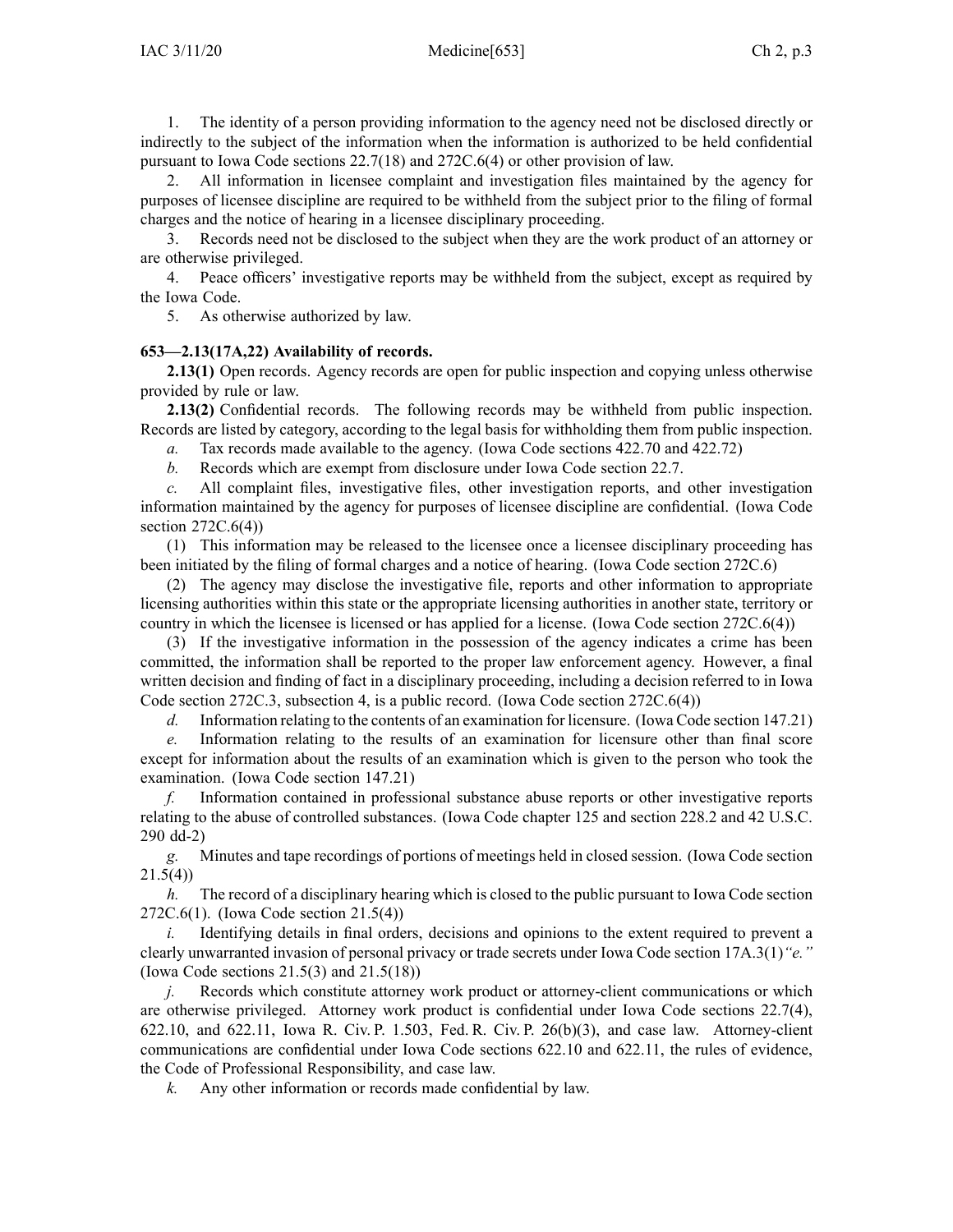1. The identity of a person providing information to the agency need not be disclosed directly or indirectly to the subject of the information when the information is authorized to be held confidential pursuant to Iowa Code sections 22.7(18) and 272C.6(4) or other provision of law.

2. All information in licensee complaint and investigation files maintained by the agency for purposes of licensee discipline are required to be withheld from the subject prior to the filing of formal charges and the notice of hearing in a licensee disciplinary proceeding.

3. Records need not be disclosed to the subject when they are the work product of an attorney or are otherwise privileged.

4. Peace officers' investigative reports may be withheld from the subject, except as required by the Iowa Code.

5. As otherwise authorized by law.

**653—2.13(17A,22) Availability of records.**

**2.13(1)** Open records. Agency records are open for public inspection and copying unless otherwise provided by rule or law.

**2.13(2)** Confidential records. The following records may be withheld from public inspection. Records are listed by category, according to the legal basis for withholding them from public inspection.

*a.* Tax records made available to the agency. (Iowa Code sections 422.70 and 422.72)

*b.* Records which are exempt from disclosure under Iowa Code section 22.7.

*c.* All complaint files, investigative files, other investigation reports, and other investigation information maintained by the agency for purposes of licensee discipline are confidential. (Iowa Code section 272C.6(4))

(1) This information may be released to the licensee once a licensee disciplinary proceeding has been initiated by the filing of formal charges and a notice of hearing. (Iowa Code section 272C.6)

(2) The agency may disclose the investigative file, reports and other information to appropriate licensing authorities within this state or the appropriate licensing authorities in another state, territory or country in which the licensee is licensed or has applied for a license. (Iowa Code section 272C.6(4))

(3) If the investigative information in the possession of the agency indicates a crime has been committed, the information shall be reported to the proper law enforcement agency. However, a final written decision and finding of fact in a disciplinary proceeding, including a decision referred to in Iowa Code section 272C.3, subsection 4, is a public record. (Iowa Code section 272C.6(4))

*d.* Information relating to the contents of an examination for licensure. (Iowa Code section 147.21)

*e.* Information relating to the results of an examination for licensure other than final score except for information about the results of an examination which is given to the person who took the examination. (Iowa Code section 147.21)

*f.* Information contained in professional substance abuse reports or other investigative reports relating to the abuse of controlled substances. (Iowa Code chapter 125 and section 228.2 and 42 U.S.C. 290 dd-2)

*g.* Minutes and tape recordings of portions of meetings held in closed session. (Iowa Code section 21.5(4))

*h.* The record of a disciplinary hearing which is closed to the public pursuant to Iowa Code section 272C.6(1). (Iowa Code section 21.5(4))

*i.* Identifying details in final orders, decisions and opinions to the extent required to prevent a clearly unwarranted invasion of personal privacy or trade secrets under Iowa Code section 17A.3(1)*"e."* (Iowa Code sections 21.5(3) and 21.5(18))

*j.* Records which constitute attorney work product or attorney-client communications or which are otherwise privileged. Attorney work product is confidential under Iowa Code sections 22.7(4), 622.10, and 622.11, Iowa R. Civ. P. 1.503, Fed. R. Civ. P. 26(b)(3), and case law. Attorney-client communications are confidential under Iowa Code sections 622.10 and 622.11, the rules of evidence, the Code of Professional Responsibility, and case law.

*k.* Any other information or records made confidential by law.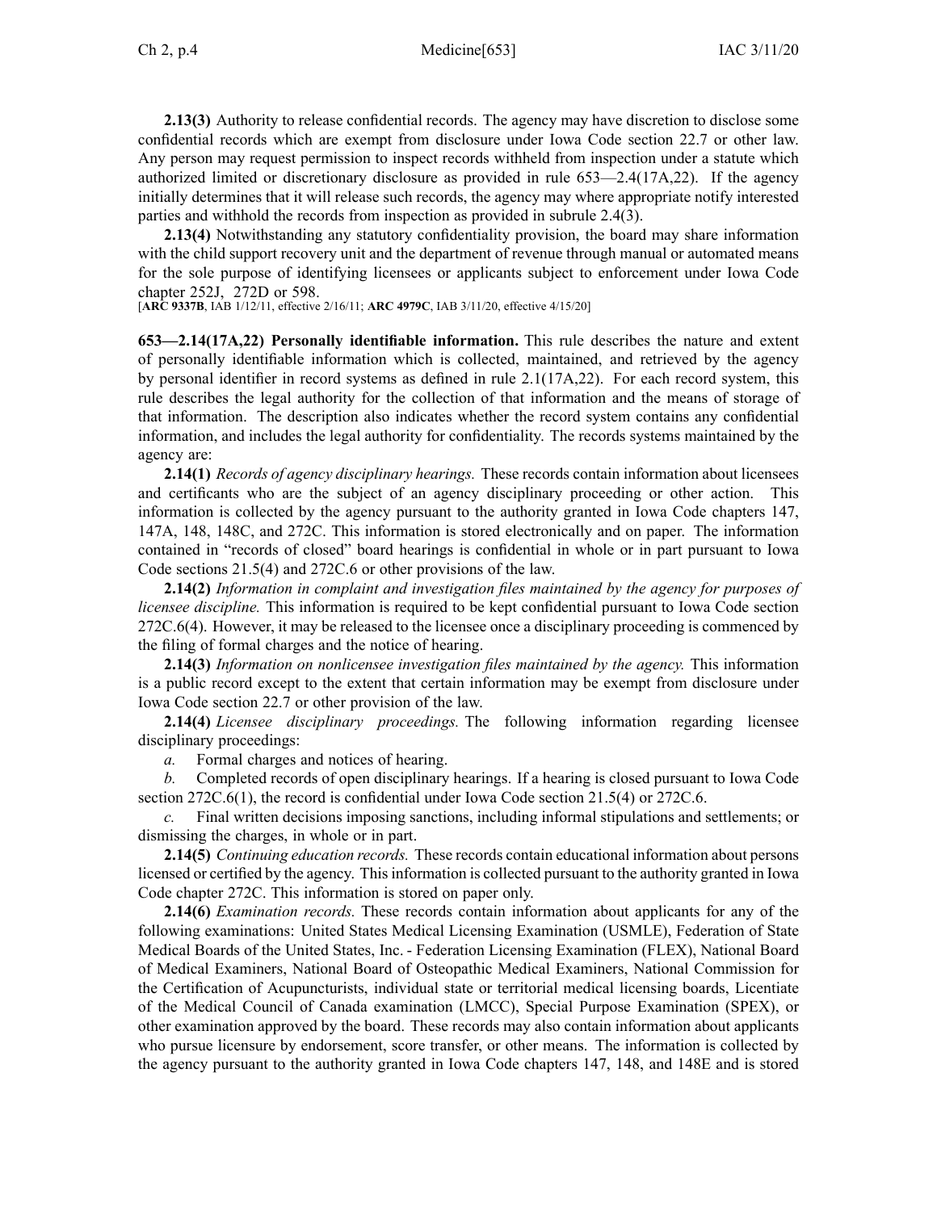**2.13(3)** Authority to release confidential records. The agency may have discretion to disclose some confidential records which are exempt from disclosure under Iowa Code section 22.7 or other law. Any person may request permission to inspect records withheld from inspection under a statute which authorized limited or discretionary disclosure as provided in rule 653—2.4(17A,22). If the agency initially determines that it will release such records, the agency may where appropriate notify interested parties and withhold the records from inspection as provided in subrule 2.4(3).

**2.13(4)** Notwithstanding any statutory confidentiality provision, the board may share information with the child support recovery unit and the department of revenue through manual or automated means for the sole purpose of identifying licensees or applicants subject to enforcement under Iowa Code chapter 252J, 272D or 598.

[**ARC 9337B**, IAB 1/12/11, effective 2/16/11; **ARC 4979C**, IAB 3/11/20, effective 4/15/20]

**653—2.14(17A,22) Personally identifiable information.** This rule describes the nature and extent of personally identifiable information which is collected, maintained, and retrieved by the agency by personal identifier in record systems as defined in rule 2.1(17A,22). For each record system, this rule describes the legal authority for the collection of that information and the means of storage of that information. The description also indicates whether the record system contains any confidential information, and includes the legal authority for confidentiality. The records systems maintained by the agency are:

**2.14(1)** *Records of agency disciplinary hearings.* These records contain information about licensees and certificants who are the subject of an agency disciplinary proceeding or other action. This information is collected by the agency pursuant to the authority granted in Iowa Code chapters 147, 147A, 148, 148C, and 272C. This information is stored electronically and on paper. The information contained in "records of closed" board hearings is confidential in whole or in part pursuant to Iowa Code sections 21.5(4) and 272C.6 or other provisions of the law.

**2.14(2)** *Information in complaint and investigation files maintained by the agency for purposes of licensee discipline.* This information is required to be kept confidential pursuant to Iowa Code section 272C.6(4). However, it may be released to the licensee once a disciplinary proceeding is commenced by the filing of formal charges and the notice of hearing.

**2.14(3)** *Information on nonlicensee investigation files maintained by the agency.* This information is a public record except to the extent that certain information may be exempt from disclosure under Iowa Code section 22.7 or other provision of the law.

**2.14(4)** *Licensee disciplinary proceedings.* The following information regarding licensee disciplinary proceedings:

*a.* Formal charges and notices of hearing.

*b.* Completed records of open disciplinary hearings. If a hearing is closed pursuant to Iowa Code section 272C.6(1), the record is confidential under Iowa Code section 21.5(4) or 272C.6.

*c.* Final written decisions imposing sanctions, including informal stipulations and settlements; or dismissing the charges, in whole or in part.

**2.14(5)** *Continuing education records.* These records contain educational information about persons licensed or certified by the agency. This information is collected pursuant to the authority granted in Iowa Code chapter 272C. This information is stored on paper only.

**2.14(6)** *Examination records.* These records contain information about applicants for any of the following examinations: United States Medical Licensing Examination (USMLE), Federation of State Medical Boards of the United States, Inc. - Federation Licensing Examination (FLEX), National Board of Medical Examiners, National Board of Osteopathic Medical Examiners, National Commission for the Certification of Acupuncturists, individual state or territorial medical licensing boards, Licentiate of the Medical Council of Canada examination (LMCC), Special Purpose Examination (SPEX), or other examination approved by the board. These records may also contain information about applicants who pursue licensure by endorsement, score transfer, or other means. The information is collected by the agency pursuant to the authority granted in Iowa Code chapters 147, 148, and 148E and is stored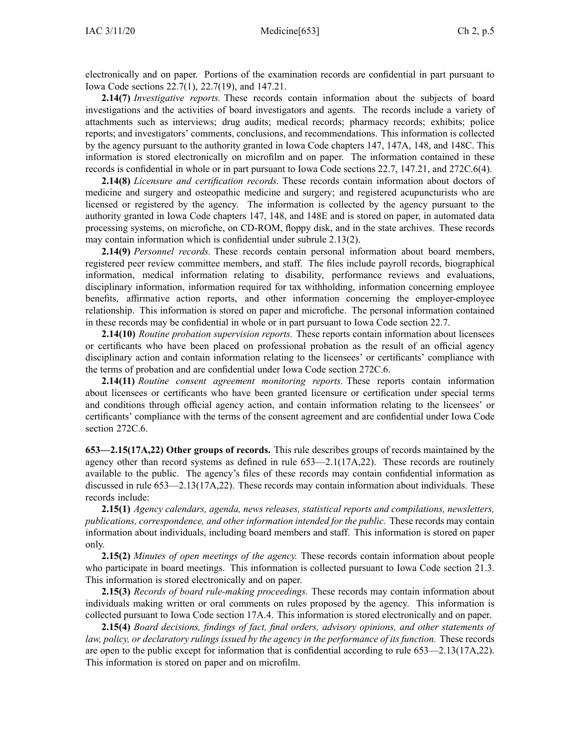electronically and on paper. Portions of the examination records are confidential in part pursuant to Iowa Code sections 22.7(1), 22.7(19), and 147.21.

**2.14(7)** *Investigative reports.* These records contain information about the subjects of board investigations and the activities of board investigators and agents. The records include a variety of attachments such as interviews; drug audits; medical records; pharmacy records; exhibits; police reports; and investigators' comments, conclusions, and recommendations. This information is collected by the agency pursuant to the authority granted in Iowa Code chapters 147, 147A, 148, and 148C. This information is stored electronically on microfilm and on paper. The information contained in these records is confidential in whole or in part pursuant to Iowa Code sections 22.7, 147.21, and 272C.6(4).

**2.14(8)** *Licensure and certification records.* These records contain information about doctors of medicine and surgery and osteopathic medicine and surgery; and registered acupuncturists who are licensed or registered by the agency. The information is collected by the agency pursuant to the authority granted in Iowa Code chapters 147, 148, and 148E and is stored on paper, in automated data processing systems, on microfiche, on CD-ROM, floppy disk, and in the state archives. These records may contain information which is confidential under subrule 2.13(2).

**2.14(9)** *Personnel records.* These records contain personal information about board members, registered peer review committee members, and staff. The files include payroll records, biographical information, medical information relating to disability, performance reviews and evaluations, disciplinary information, information required for tax withholding, information concerning employee benefits, affirmative action reports, and other information concerning the employer-employee relationship. This information is stored on paper and microfiche. The personal information contained in these records may be confidential in whole or in part pursuant to Iowa Code section 22.7.

**2.14(10)** *Routine probation supervision reports.* These reports contain information about licensees or certificants who have been placed on professional probation as the result of an official agency disciplinary action and contain information relating to the licensees' or certificants' compliance with the terms of probation and are confidential under Iowa Code section 272C.6.

**2.14(11)** *Routine consent agreement monitoring reports.* These reports contain information about licensees or certificants who have been granted licensure or certification under special terms and conditions through official agency action, and contain information relating to the licensees' or certificants' compliance with the terms of the consent agreement and are confidential under Iowa Code section 272C.6.

**653—2.15(17A,22) Other groups of records.** This rule describes groups of records maintained by the agency other than record systems as defined in rule 653—2.1(17A,22). These records are routinely available to the public. The agency's files of these records may contain confidential information as discussed in rule 653—2.13(17A,22). These records may contain information about individuals. These records include:

**2.15(1)** *Agency calendars, agenda, news releases, statistical reports and compilations, newsletters, publications, correspondence, and other information intended for the public.* These records may contain information about individuals, including board members and staff. This information is stored on paper only.

**2.15(2)** *Minutes of open meetings of the agency.* These records contain information about people who participate in board meetings. This information is collected pursuant to Iowa Code section 21.3. This information is stored electronically and on paper.

**2.15(3)** *Records of board rule-making proceedings.* These records may contain information about individuals making written or oral comments on rules proposed by the agency. This information is collected pursuant to Iowa Code section 17A.4. This information is stored electronically and on paper.

**2.15(4)** *Board decisions, findings of fact, final orders, advisory opinions, and other statements of law, policy, or declaratory rulings issued by the agency in the performance of its function.* These records are open to the public except for information that is confidential according to rule 653—2.13(17A,22). This information is stored on paper and on microfilm.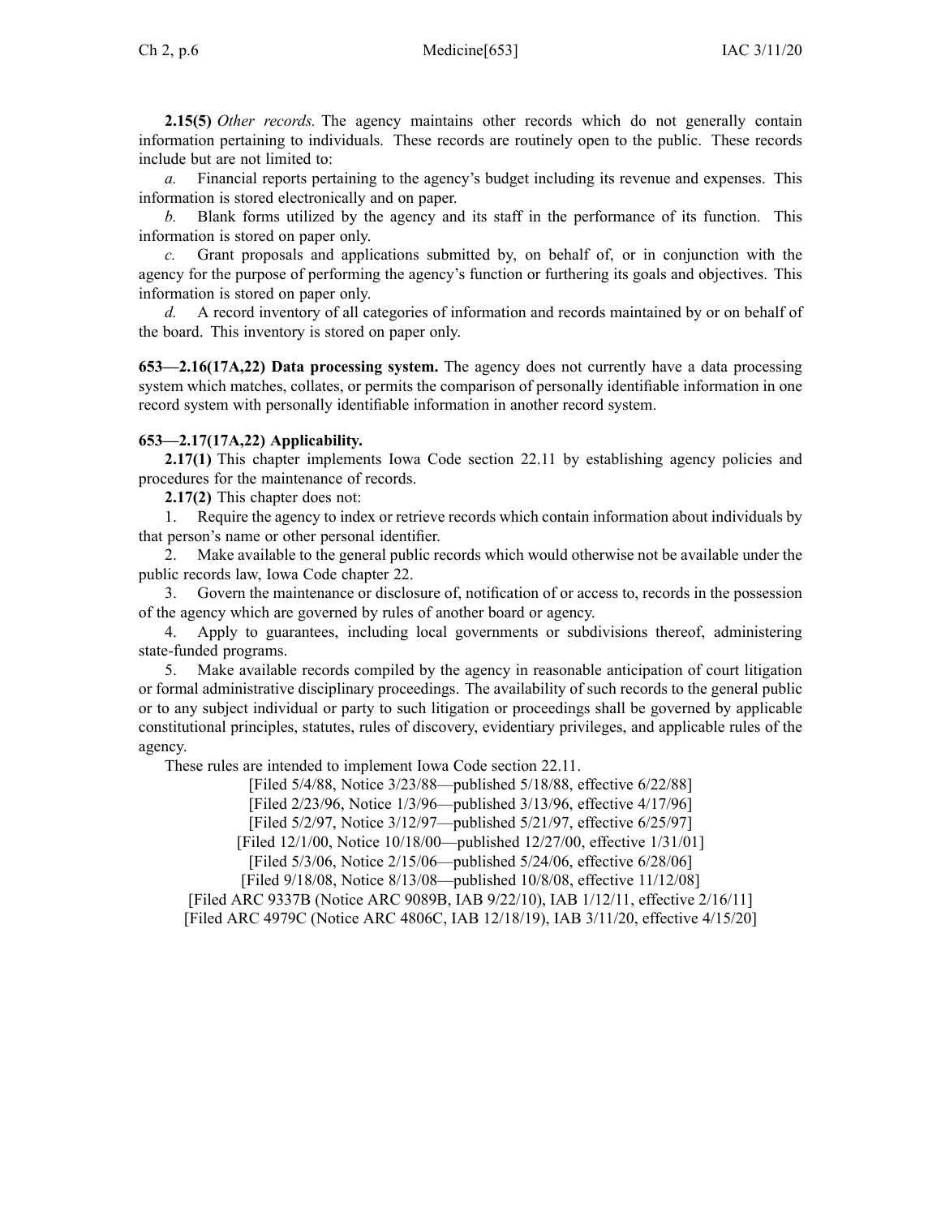**2.15(5)** *Other records.* The agency maintains other records which do not generally contain information pertaining to individuals. These records are routinely open to the public. These records include but are not limited to:

*a.* Financial reports pertaining to the agency's budget including its revenue and expenses. This information is stored electronically and on paper.

*b.* Blank forms utilized by the agency and its staff in the performance of its function. This information is stored on paper only.

*c.* Grant proposals and applications submitted by, on behalf of, or in conjunction with the agency for the purpose of performing the agency's function or furthering its goals and objectives. This information is stored on paper only.

*d.* A record inventory of all categories of information and records maintained by or on behalf of the board. This inventory is stored on paper only.

**653—2.16(17A,22) Data processing system.** The agency does not currently have a data processing system which matches, collates, or permits the comparison of personally identifiable information in one record system with personally identifiable information in another record system.

**653—2.17(17A,22) Applicability.**

**2.17(1)** This chapter implements Iowa Code section 22.11 by establishing agency policies and procedures for the maintenance of records.

**2.17(2)** This chapter does not:

1. Require the agency to index or retrieve records which contain information about individuals by that person's name or other personal identifier.
2. Make available to the general public records which would otherwise not be available under the public records law, Iowa Code chapter 22.
3. Govern the maintenance or disclosure of, notification of or access to, records in the possession of the agency which are governed by rules of another board or agency.
4. Apply to guarantees, including local governments or subdivisions thereof, administering state-funded programs.
5. Make available records compiled by the agency in reasonable anticipation of court litigation or formal administrative disciplinary proceedings. The availability of such records to the general public or to any subject individual or party to such litigation or proceedings shall be governed by applicable constitutional principles, statutes, rules of discovery, evidentiary privileges, and applicable rules of the agency.

These rules are intended to implement Iowa Code section 22.11.

[Filed 5/4/88, Notice 3/23/88—published 5/18/88, effective 6/22/88]
[Filed 2/23/96, Notice 1/3/96—published 3/13/96, effective 4/17/96]
[Filed 5/2/97, Notice 3/12/97—published 5/21/97, effective 6/25/97]
[Filed 12/1/00, Notice 10/18/00—published 12/27/00, effective 1/31/01]
[Filed 5/3/06, Notice 2/15/06—published 5/24/06, effective 6/28/06]
[Filed 9/18/08, Notice 8/13/08—published 10/8/08, effective 11/12/08]
[Filed ARC 9337B (Notice ARC 9089B, IAB 9/22/10), IAB 1/12/11, effective 2/16/11]
[Filed ARC 4979C (Notice ARC 4806C, IAB 12/18/19), IAB 3/11/20, effective 4/15/20]